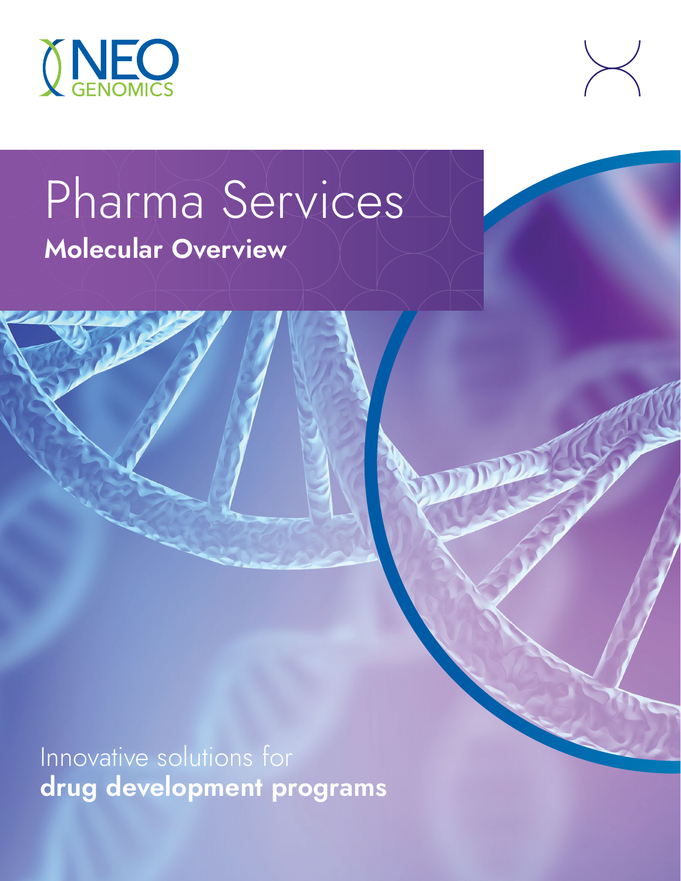NEO GENOMICS

# Pharma Services

## Molecular Overview

Innovative solutions for **drug development programs**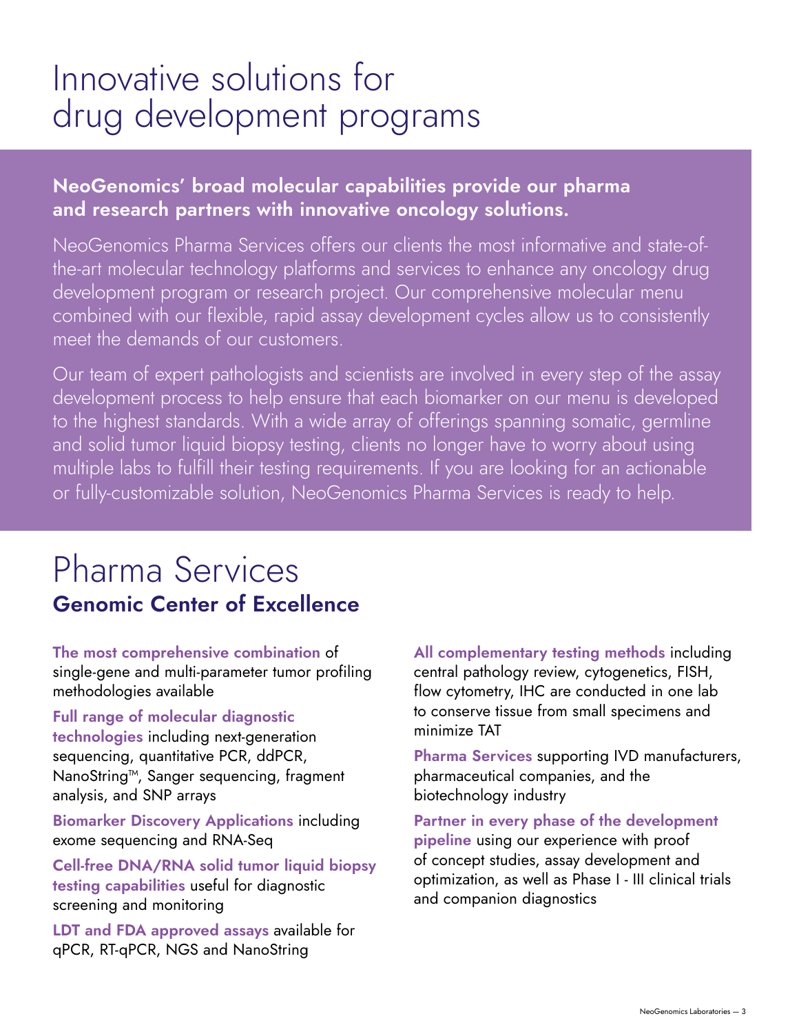# Innovative solutions for drug development programs

**NeoGenomics' broad molecular capabilities provide our pharma and research partners with innovative oncology solutions.**

NeoGenomics Pharma Services offers our clients the most informative and state-of-the-art molecular technology platforms and services to enhance any oncology drug development program or research project. Our comprehensive molecular menu combined with our flexible, rapid assay development cycles allow us to consistently meet the demands of our customers.

Our team of expert pathologists and scientists are involved in every step of the assay development process to help ensure that each biomarker on our menu is developed to the highest standards. With a wide array of offerings spanning somatic, germline and solid tumor liquid biopsy testing, clients no longer have to worry about using multiple labs to fulfill their testing requirements. If you are looking for an actionable or fully-customizable solution, NeoGenomics Pharma Services is ready to help.

# Pharma Services

## Genomic Center of Excellence

**The most comprehensive combination** of single-gene and multi-parameter tumor profiling methodologies available

**Full range of molecular diagnostic technologies** including next-generation sequencing, quantitative PCR, ddPCR, NanoString™, Sanger sequencing, fragment analysis, and SNP arrays

**Biomarker Discovery Applications** including exome sequencing and RNA-Seq

**Cell-free DNA/RNA solid tumor liquid biopsy testing capabilities** useful for diagnostic screening and monitoring

**LDT and FDA approved assays** available for qPCR, RT-qPCR, NGS and NanoString

**All complementary testing methods** including central pathology review, cytogenetics, FISH, flow cytometry, IHC are conducted in one lab to conserve tissue from small specimens and minimize TAT

**Pharma Services** supporting IVD manufacturers, pharmaceutical companies, and the biotechnology industry

**Partner in every phase of the development pipeline** using our experience with proof of concept studies, assay development and optimization, as well as Phase I - III clinical trials and companion diagnostics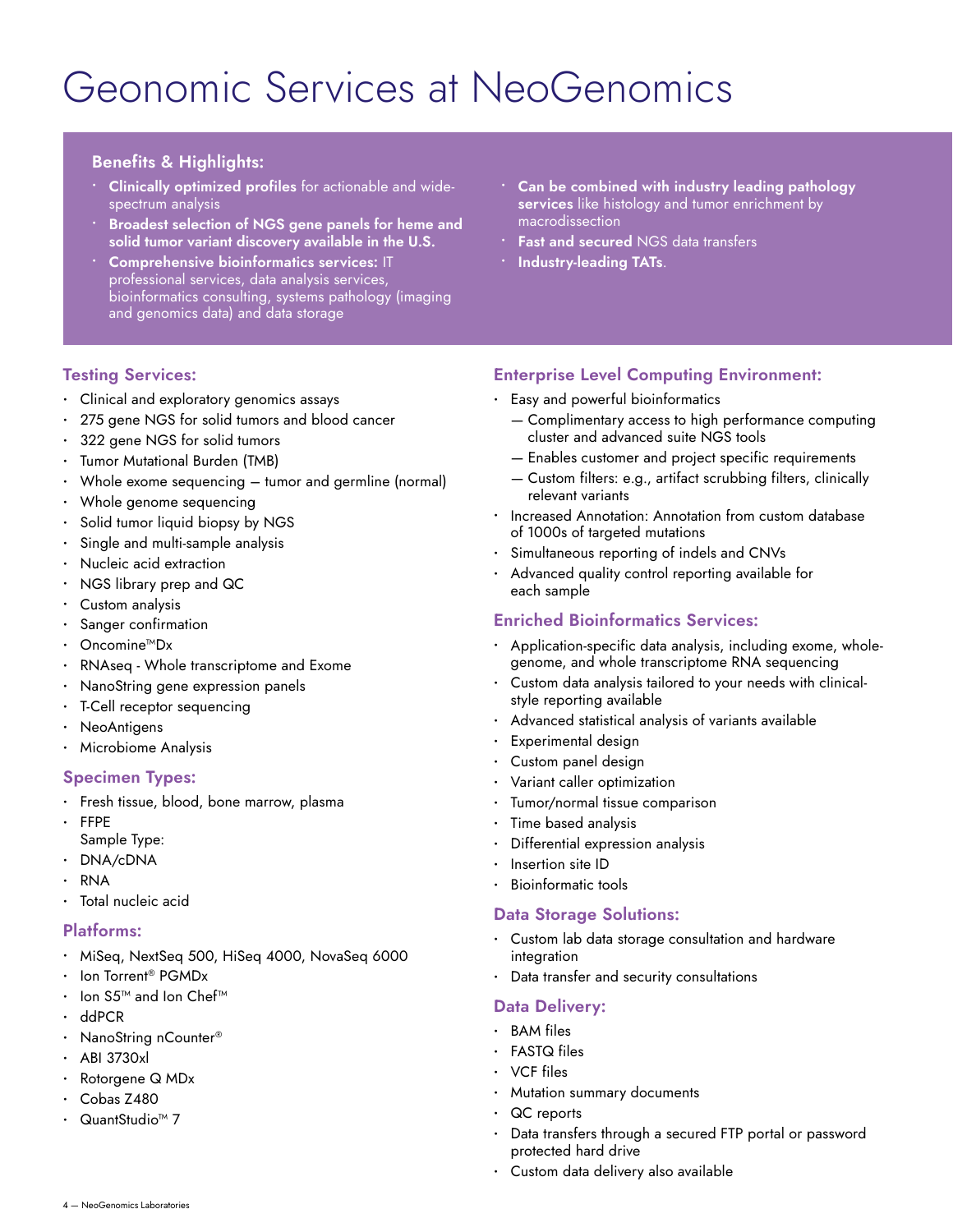# Geonomic Services at NeoGenomics

## Benefits & Highlights:

- **Clinically optimized profiles** for actionable and wide-spectrum analysis
- **Broadest selection of NGS gene panels for heme and solid tumor variant discovery available in the U.S.**
- **Comprehensive bioinformatics services:** IT professional services, data analysis services, bioinformatics consulting, systems pathology (imaging and genomics data) and data storage
- **Can be combined with industry leading pathology services** like histology and tumor enrichment by macrodissection
- **Fast and secured** NGS data transfers
- **Industry-leading TATs**.

### Testing Services:

- Clinical and exploratory genomics assays
- 275 gene NGS for solid tumors and blood cancer
- 322 gene NGS for solid tumors
- Tumor Mutational Burden (TMB)
- Whole exome sequencing — tumor and germline (normal)
- Whole genome sequencing
- Solid tumor liquid biopsy by NGS
- Single and multi-sample analysis
- Nucleic acid extraction
- NGS library prep and QC
- Custom analysis
- Sanger confirmation
- Oncomine™Dx
- RNAseq - Whole transcriptome and Exome
- NanoString gene expression panels
- T-Cell receptor sequencing
- NeoAntigens
- Microbiome Analysis

### Specimen Types:

- Fresh tissue, blood, bone marrow, plasma
- FFPE

Sample Type:

- DNA/cDNA
- RNA
- Total nucleic acid

### Platforms:

- MiSeq, NextSeq 500, HiSeq 4000, NovaSeq 6000
- Ion Torrent® PGMDx
- Ion S5™ and Ion Chef™
- ddPCR
- NanoString nCounter®
- ABI 3730xl
- Rotorgene Q MDx
- Cobas Z480
- QuantStudio™ 7

### Enterprise Level Computing Environment:

- Easy and powerful bioinformatics
  - — Complimentary access to high performance computing cluster and advanced suite NGS tools
  - — Enables customer and project specific requirements
  - — Custom filters: e.g., artifact scrubbing filters, clinically relevant variants
- Increased Annotation: Annotation from custom database of 1000s of targeted mutations
- Simultaneous reporting of indels and CNVs
- Advanced quality control reporting available for each sample

### Enriched Bioinformatics Services:

- Application-specific data analysis, including exome, whole-genome, and whole transcriptome RNA sequencing
- Custom data analysis tailored to your needs with clinical-style reporting available
- Advanced statistical analysis of variants available
- Experimental design
- Custom panel design
- Variant caller optimization
- Tumor/normal tissue comparison
- Time based analysis
- Differential expression analysis
- Insertion site ID
- Bioinformatic tools

### Data Storage Solutions:

- Custom lab data storage consultation and hardware integration
- Data transfer and security consultations

### Data Delivery:

- BAM files
- FASTQ files
- VCF files
- Mutation summary documents
- QC reports
- Data transfers through a secured FTP portal or password protected hard drive
- Custom data delivery also available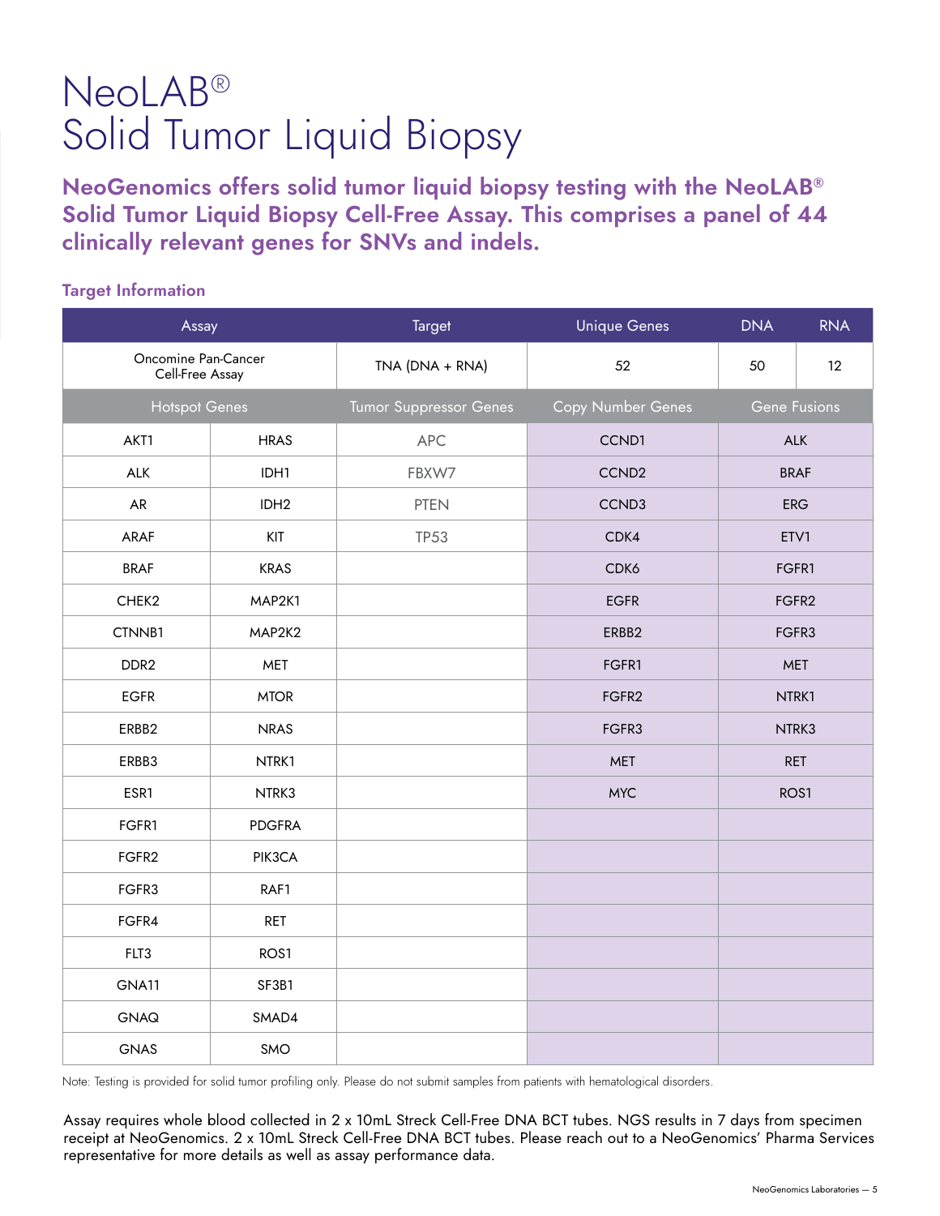# NeoLAB®
# Solid Tumor Liquid Biopsy

## NeoGenomics offers solid tumor liquid biopsy testing with the NeoLAB® Solid Tumor Liquid Biopsy Cell-Free Assay. This comprises a panel of 44 clinically relevant genes for SNVs and indels.

### Target Information

| Assay | | Target | Unique Genes | DNA | RNA |
|---|---|---|---|---|---|
| Oncomine Pan-Cancer Cell-Free Assay | | TNA (DNA + RNA) | 52 | 50 | 12 |
| **Hotspot Genes** | | **Tumor Suppressor Genes** | **Copy Number Genes** | **Gene Fusions** | |
| AKT1 | HRAS | APC | CCND1 | ALK | |
| ALK | IDH1 | FBXW7 | CCND2 | BRAF | |
| AR | IDH2 | PTEN | CCND3 | ERG | |
| ARAF | KIT | TP53 | CDK4 | ETV1 | |
| BRAF | KRAS | | CDK6 | FGFR1 | |
| CHEK2 | MAP2K1 | | EGFR | FGFR2 | |
| CTNNB1 | MAP2K2 | | ERBB2 | FGFR3 | |
| DDR2 | MET | | FGFR1 | MET | |
| EGFR | MTOR | | FGFR2 | NTRK1 | |
| ERBB2 | NRAS | | FGFR3 | NTRK3 | |
| ERBB3 | NTRK1 | | MET | RET | |
| ESR1 | NTRK3 | | MYC | ROS1 | |
| FGFR1 | PDGFRA | | | | |
| FGFR2 | PIK3CA | | | | |
| FGFR3 | RAF1 | | | | |
| FGFR4 | RET | | | | |
| FLT3 | ROS1 | | | | |
| GNA11 | SF3B1 | | | | |
| GNAQ | SMAD4 | | | | |
| GNAS | SMO | | | | |

Note: Testing is provided for solid tumor profiling only. Please do not submit samples from patients with hematological disorders.

Assay requires whole blood collected in 2 x 10mL Streck Cell-Free DNA BCT tubes. NGS results in 7 days from specimen receipt at NeoGenomics. 2 x 10mL Streck Cell-Free DNA BCT tubes. Please reach out to a NeoGenomics' Pharma Services representative for more details as well as assay performance data.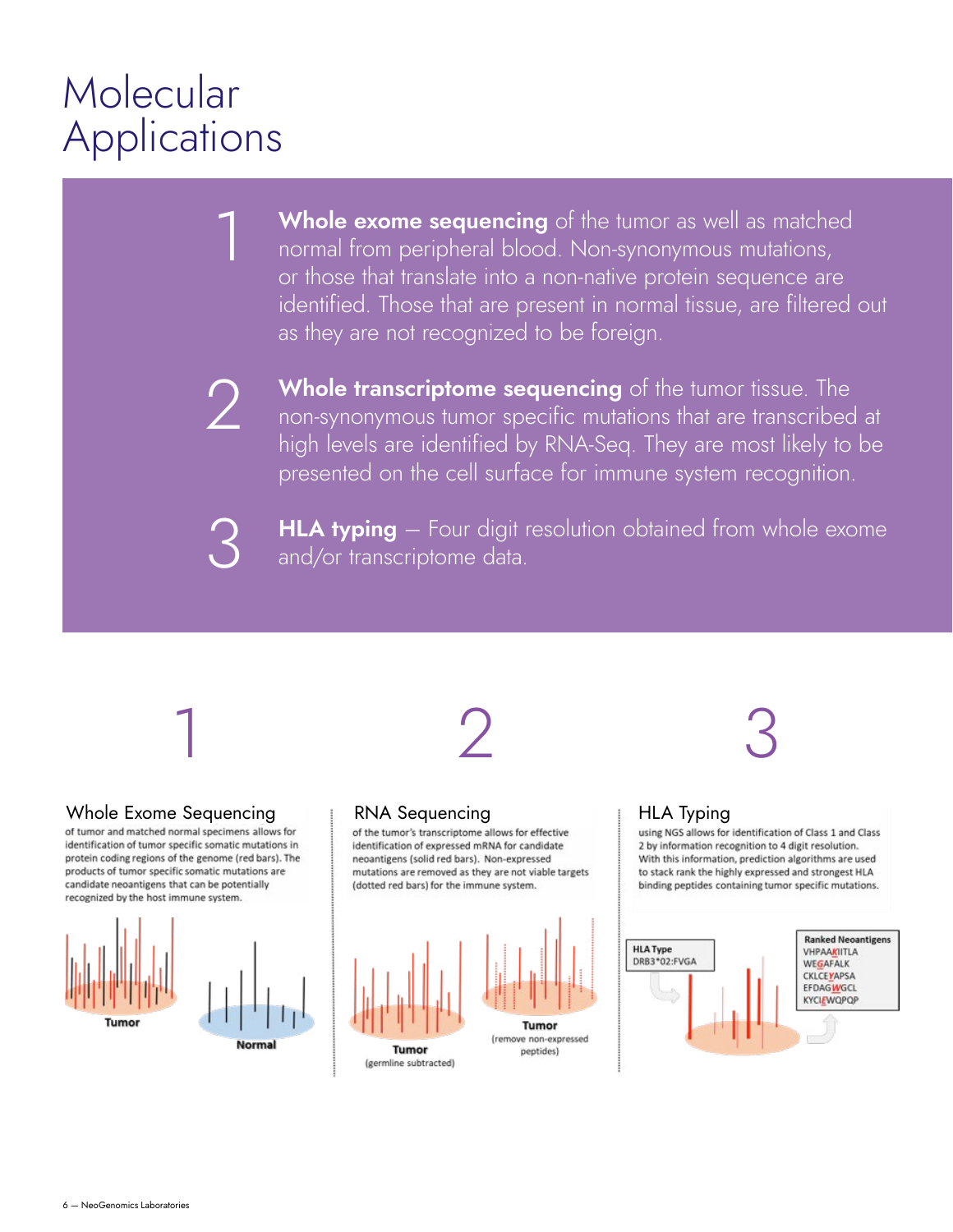# Molecular Applications

1. **Whole exome sequencing** of the tumor as well as matched normal from peripheral blood. Non-synonymous mutations, or those that translate into a non-native protein sequence are identified. Those that are present in normal tissue, are filtered out as they are not recognized to be foreign.

2. **Whole transcriptome sequencing** of the tumor tissue. The non-synonymous tumor specific mutations that are transcribed at high levels are identified by RNA-Seq. They are most likely to be presented on the cell surface for immune system recognition.

3. **HLA typing** – Four digit resolution obtained from whole exome and/or transcriptome data.

## 1

### Whole Exome Sequencing

of tumor and matched normal specimens allows for identification of tumor specific somatic mutations in protein coding regions of the genome (red bars). The products of tumor specific somatic mutations are candidate neoantigens that can be potentially recognized by the host immune system.

Tumor

Normal

## 2

### RNA Sequencing

of the tumor's transcriptome allows for effective identification of expressed mRNA for candidate neoantigens (solid red bars). Non-expressed mutations are removed as they are not viable targets (dotted red bars) for the immune system.

Tumor (germline subtracted)

Tumor (remove non-expressed peptides)

## 3

### HLA Typing

using NGS allows for identification of Class 1 and Class 2 by information recognition to 4 digit resolution. With this information, prediction algorithms are used to stack rank the highly expressed and strongest HLA binding peptides containing tumor specific mutations.

HLA Type
DRB3*02:FVGA

Ranked Neoantigens
VHPAAKIITLA
WEGAFALK
CKLCEYAPSA
EFDAGWGCL
KYCIEWQPQP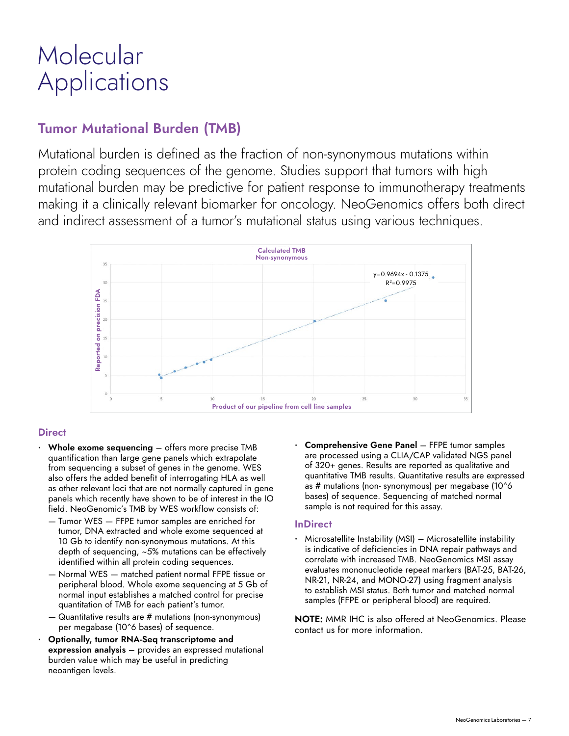# Molecular Applications

## Tumor Mutational Burden (TMB)

Mutational burden is defined as the fraction of non-synonymous mutations within protein coding sequences of the genome. Studies support that tumors with high mutational burden may be predictive for patient response to immunotherapy treatments making it a clinically relevant biomarker for oncology. NeoGenomics offers both direct and indirect assessment of a tumor's mutational status using various techniques.

### Direct

- **Whole exome sequencing** — offers more precise TMB quantification than large gene panels which extrapolate from sequencing a subset of genes in the genome. WES also offers the added benefit of interrogating HLA as well as other relevant loci that are not normally captured in gene panels which recently have shown to be of interest in the IO field. NeoGenomic's TMB by WES workflow consists of:
  - Tumor WES — FFPE tumor samples are enriched for tumor, DNA extracted and whole exome sequenced at 10 Gb to identify non-synonymous mutations. At this depth of sequencing, ~5% mutations can be effectively identified within all protein coding sequences.
  - Normal WES — matched patient normal FFPE tissue or peripheral blood. Whole exome sequencing at 5 Gb of normal input establishes a matched control for precise quantitation of TMB for each patient's tumor.
  - Quantitative results are # mutations (non-synonymous) per megabase ($10^6$ bases) of sequence.
- **Optionally, tumor RNA-Seq transcriptome and expression analysis** — provides an expressed mutational burden value which may be useful in predicting neoantigen levels.
- **Comprehensive Gene Panel** — FFPE tumor samples are processed using a CLIA/CAP validated NGS panel of 320+ genes. Results are reported as qualitative and quantitative TMB results. Quantitative results are expressed as # mutations (non- synonymous) per megabase ($10^6$ bases) of sequence. Sequencing of matched normal sample is not required for this assay.

### InDirect

- Microsatellite Instability (MSI) — Microsatellite instability is indicative of deficiencies in DNA repair pathways and correlate with increased TMB. NeoGenomics MSI assay evaluates mononucleotide repeat markers (BAT-25, BAT-26, NR-21, NR-24, and MONO-27) using fragment analysis to establish MSI status. Both tumor and matched normal samples (FFPE or peripheral blood) are required.

**NOTE:** MMR IHC is also offered at NeoGenomics. Please contact us for more information.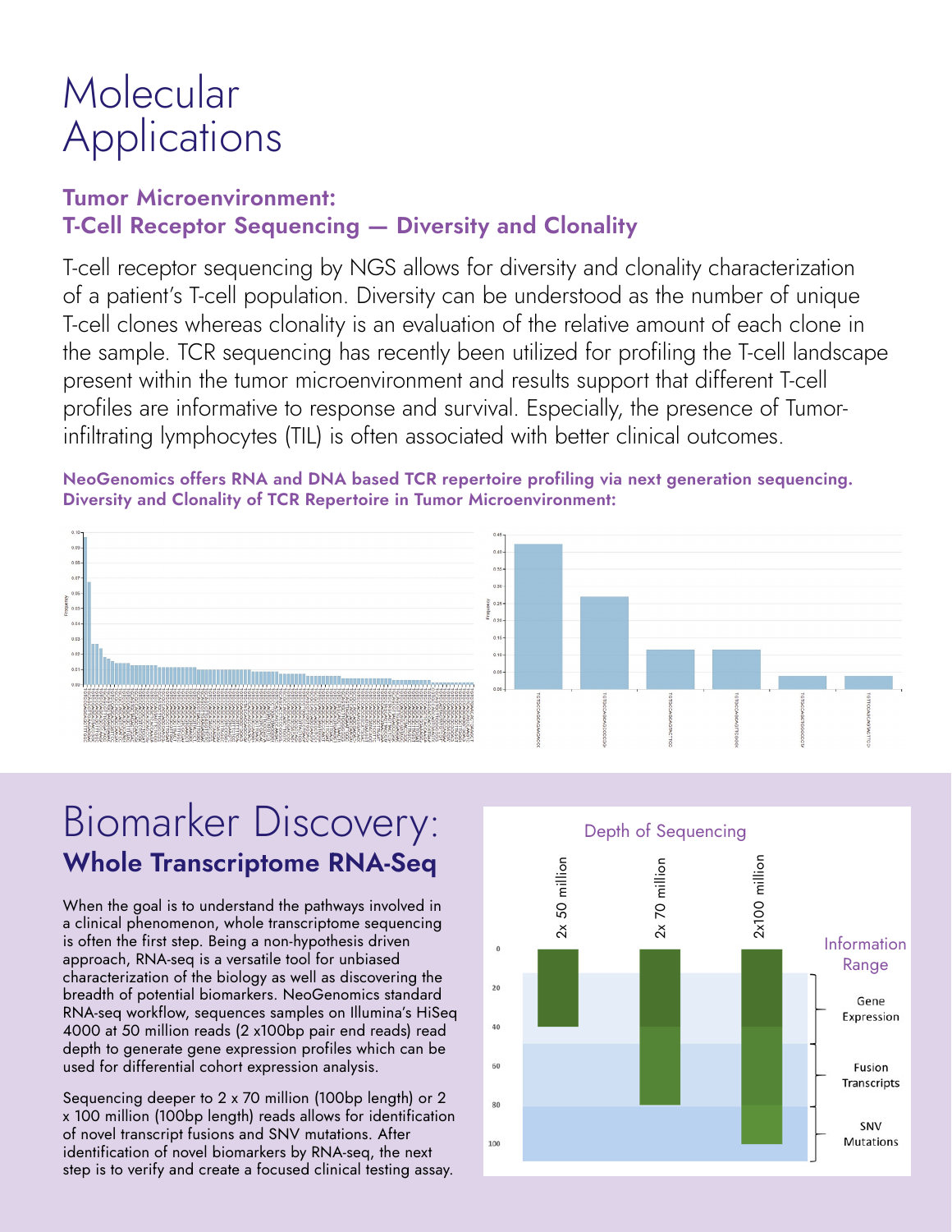# Molecular Applications

### Tumor Microenvironment: T-Cell Receptor Sequencing — Diversity and Clonality

T-cell receptor sequencing by NGS allows for diversity and clonality characterization of a patient's T-cell population. Diversity can be understood as the number of unique T-cell clones whereas clonality is an evaluation of the relative amount of each clone in the sample. TCR sequencing has recently been utilized for profiling the T-cell landscape present within the tumor microenvironment and results support that different T-cell profiles are informative to response and survival. Especially, the presence of Tumor-infiltrating lymphocytes (TIL) is often associated with better clinical outcomes.

**NeoGenomics offers RNA and DNA based TCR repertoire profiling via next generation sequencing. Diversity and Clonality of TCR Repertoire in Tumor Microenvironment:**

# Biomarker Discovery:

## Whole Transcriptome RNA-Seq

When the goal is to understand the pathways involved in a clinical phenomenon, whole transcriptome sequencing is often the first step. Being a non-hypothesis driven approach, RNA-seq is a versatile tool for unbiased characterization of the biology as well as discovering the breadth of potential biomarkers. NeoGenomics standard RNA-seq workflow, sequences samples on Illumina's HiSeq 4000 at 50 million reads (2 x100bp pair end reads) read depth to generate gene expression profiles which can be used for differential cohort expression analysis.

Sequencing deeper to 2 x 70 million (100bp length) or 2 x 100 million (100bp length) reads allows for identification of novel transcript fusions and SNV mutations. After identification of novel biomarkers by RNA-seq, the next step is to verify and create a focused clinical testing assay.

Depth of Sequencing

| Depth | Information Range |
|---|---|
| 2x 50 million | Gene Expression |
| 2x 70 million | Gene Expression, Fusion Transcripts |
| 2x100 million | Gene Expression, Fusion Transcripts, SNV Mutations |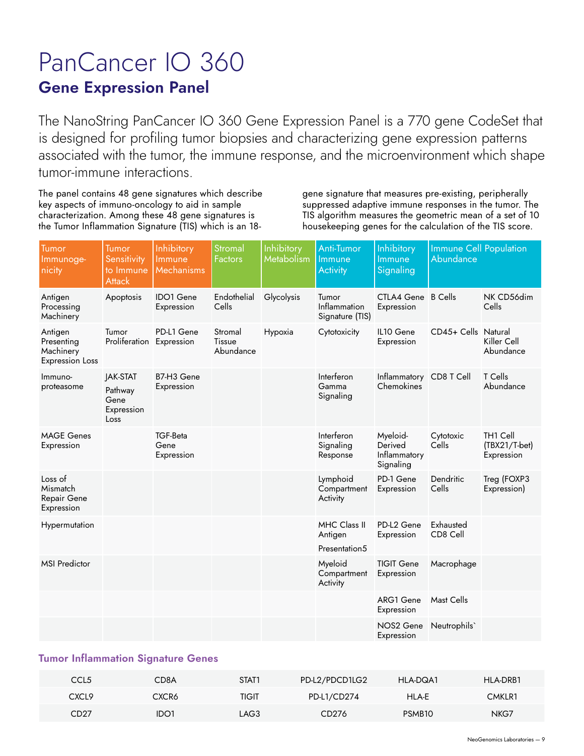# PanCancer IO 360

## Gene Expression Panel

The NanoString PanCancer IO 360 Gene Expression Panel is a 770 gene CodeSet that is designed for profiling tumor biopsies and characterizing gene expression patterns associated with the tumor, the immune response, and the microenvironment which shape tumor-immune interactions.

The panel contains 48 gene signatures which describe key aspects of immuno-oncology to aid in sample characterization. Among these 48 gene signatures is the Tumor Inflammation Signature (TIS) which is an 18-gene signature that measures pre-existing, peripherally suppressed adaptive immune responses in the tumor. The TIS algorithm measures the geometric mean of a set of 10 housekeeping genes for the calculation of the TIS score.

| Tumor Immunogenicity | Tumor Sensitivity to Immune Attack | Inhibitory Immune Mechanisms | Stromal Factors | Inhibitory Metabolism | Anti-Tumor Immune Activity | Inhibitory Immune Signaling | Immune Cell Population Abundance | |
|---|---|---|---|---|---|---|---|---|
| Antigen Processing Machinery | Apoptosis | IDO1 Gene Expression | Endothelial Cells | Glycolysis | Tumor Inflammation Signature (TIS) | CTLA4 Gene Expression | B Cells | NK CD56dim Cells |
| Antigen Presenting Machinery Expression Loss | Tumor Proliferation | PD-L1 Gene Expression | Stromal Tissue Abundance | Hypoxia | Cytotoxicity | IL10 Gene Expression | CD45+ Cells | Natural Killer Cell Abundance |
| Immuno-proteasome | JAK-STAT Pathway Gene Expression Loss | B7-H3 Gene Expression | | | Interferon Gamma Signaling | Inflammatory Chemokines | CD8 T Cell | T Cells Abundance |
| MAGE Genes Expression | | TGF-Beta Gene Expression | | | Interferon Signaling Response | Myeloid-Derived Inflammatory Signaling | Cytotoxic Cells | TH1 Cell (TBX21/T-bet) Expression |
| Loss of Mismatch Repair Gene Expression | | | | | Lymphoid Compartment Activity | PD-1 Gene Expression | Dendritic Cells | Treg (FOXP3 Expression) |
| Hypermutation | | | | | MHC Class II Antigen Presentation5 | PD-L2 Gene Expression | Exhausted CD8 Cell | |
| MSI Predictor | | | | | Myeloid Compartment Activity | TIGIT Gene Expression | Macrophage | |
| | | | | | | ARG1 Gene Expression | Mast Cells | |
| | | | | | | NOS2 Gene Expression | Neutrophils` | |

### Tumor Inflammation Signature Genes

| | | | | | |
|---|---|---|---|---|---|
| CCL5 | CD8A | STAT1 | PD-L2/PDCD1LG2 | HLA-DQA1 | HLA-DRB1 |
| CXCL9 | CXCR6 | TIGIT | PD-L1/CD274 | HLA-E | CMKLR1 |
| CD27 | IDO1 | LAG3 | CD276 | PSMB10 | NKG7 |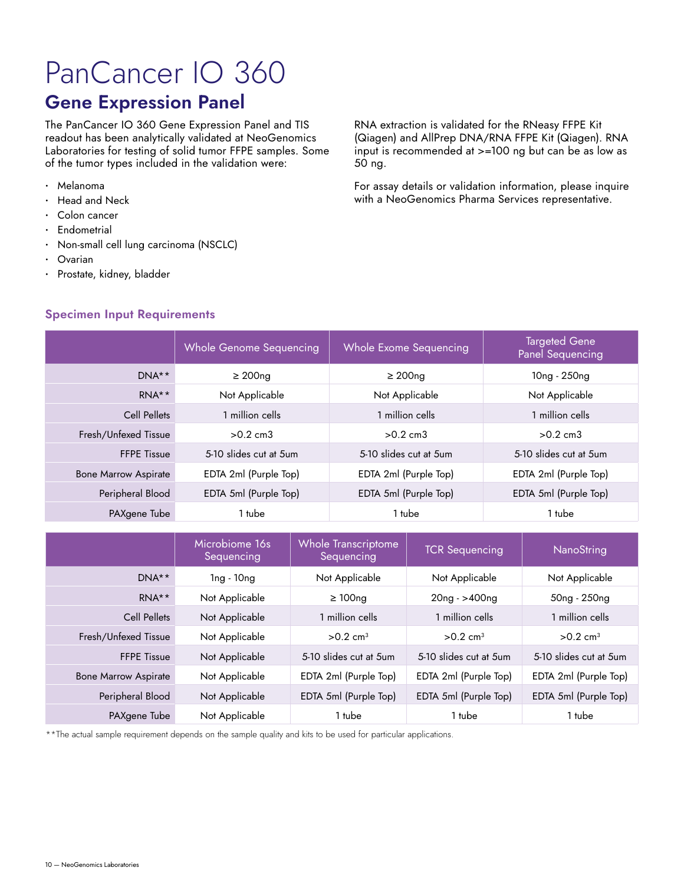# PanCancer IO 360

## Gene Expression Panel

The PanCancer IO 360 Gene Expression Panel and TIS readout has been analytically validated at NeoGenomics Laboratories for testing of solid tumor FFPE samples. Some of the tumor types included in the validation were:

- Melanoma
- Head and Neck
- Colon cancer
- Endometrial
- Non-small cell lung carcinoma (NSCLC)
- Ovarian
- Prostate, kidney, bladder

RNA extraction is validated for the RNeasy FFPE Kit (Qiagen) and AllPrep DNA/RNA FFPE Kit (Qiagen). RNA input is recommended at >=100 ng but can be as low as 50 ng.

For assay details or validation information, please inquire with a NeoGenomics Pharma Services representative.

### Specimen Input Requirements

| | Whole Genome Sequencing | Whole Exome Sequencing | Targeted Gene Panel Sequencing |
|---|---|---|---|
| DNA** | ≥ 200ng | ≥ 200ng | 10ng - 250ng |
| RNA** | Not Applicable | Not Applicable | Not Applicable |
| Cell Pellets | 1 million cells | 1 million cells | 1 million cells |
| Fresh/Unfexed Tissue | >0.2 cm3 | >0.2 cm3 | >0.2 cm3 |
| FFPE Tissue | 5-10 slides cut at 5um | 5-10 slides cut at 5um | 5-10 slides cut at 5um |
| Bone Marrow Aspirate | EDTA 2ml (Purple Top) | EDTA 2ml (Purple Top) | EDTA 2ml (Purple Top) |
| Peripheral Blood | EDTA 5ml (Purple Top) | EDTA 5ml (Purple Top) | EDTA 5ml (Purple Top) |
| PAXgene Tube | 1 tube | 1 tube | 1 tube |

| | Microbiome 16s Sequencing | Whole Transcriptome Sequencing | TCR Sequencing | NanoString |
|---|---|---|---|---|
| DNA** | 1ng - 10ng | Not Applicable | Not Applicable | Not Applicable |
| RNA** | Not Applicable | ≥ 100ng | 20ng - >400ng | 50ng - 250ng |
| Cell Pellets | Not Applicable | 1 million cells | 1 million cells | 1 million cells |
| Fresh/Unfexed Tissue | Not Applicable | >0.2 $cm^3$ | >0.2 $cm^3$ | >0.2 $cm^3$ |
| FFPE Tissue | Not Applicable | 5-10 slides cut at 5um | 5-10 slides cut at 5um | 5-10 slides cut at 5um |
| Bone Marrow Aspirate | Not Applicable | EDTA 2ml (Purple Top) | EDTA 2ml (Purple Top) | EDTA 2ml (Purple Top) |
| Peripheral Blood | Not Applicable | EDTA 5ml (Purple Top) | EDTA 5ml (Purple Top) | EDTA 5ml (Purple Top) |
| PAXgene Tube | Not Applicable | 1 tube | 1 tube | 1 tube |

**The actual sample requirement depends on the sample quality and kits to be used for particular applications.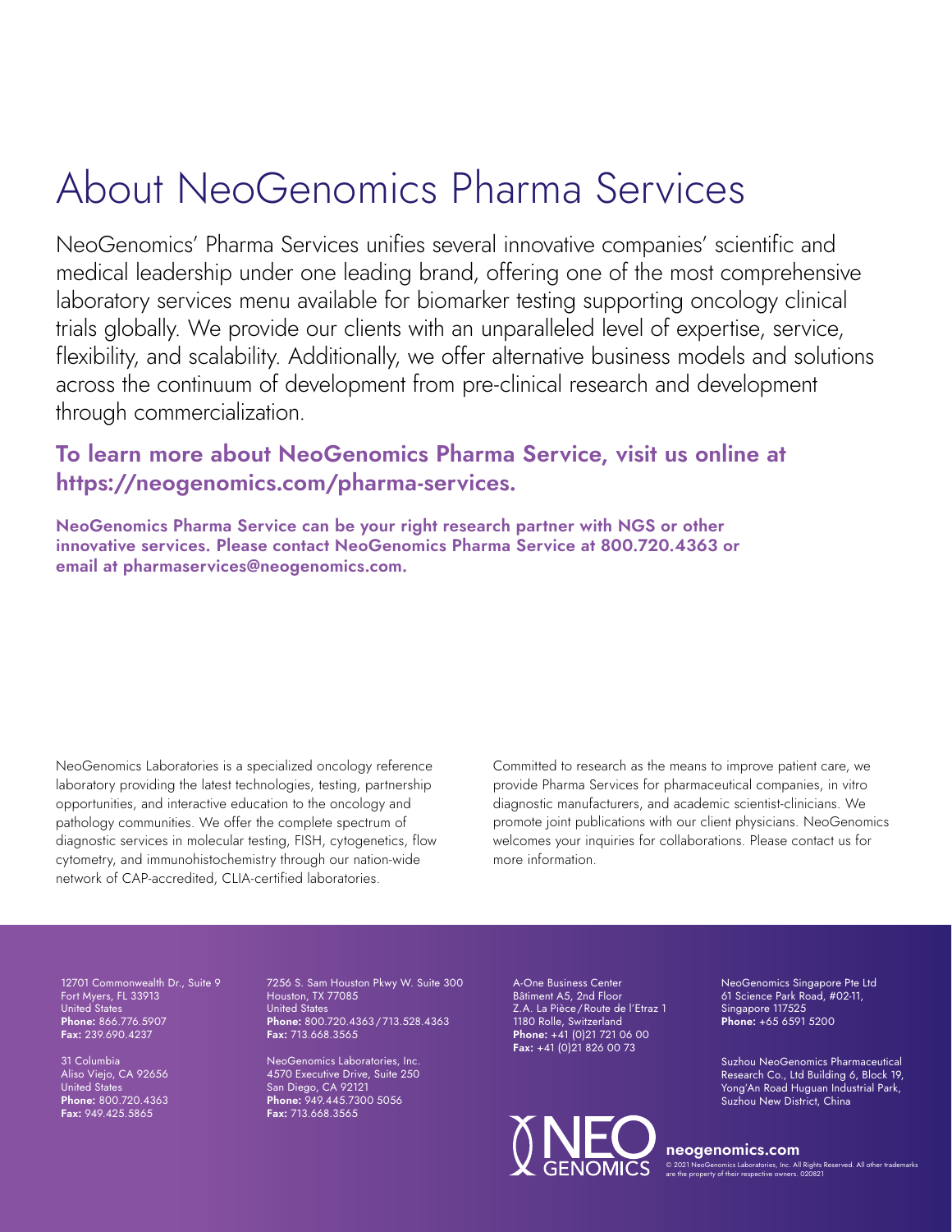# About NeoGenomics Pharma Services

NeoGenomics' Pharma Services unifies several innovative companies' scientific and medical leadership under one leading brand, offering one of the most comprehensive laboratory services menu available for biomarker testing supporting oncology clinical trials globally. We provide our clients with an unparalleled level of expertise, service, flexibility, and scalability. Additionally, we offer alternative business models and solutions across the continuum of development from pre-clinical research and development through commercialization.

**To learn more about NeoGenomics Pharma Service, visit us online at https://neogenomics.com/pharma-services.**

**NeoGenomics Pharma Service can be your right research partner with NGS or other innovative services. Please contact NeoGenomics Pharma Service at 800.720.4363 or email at pharmaservices@neogenomics.com.**

NeoGenomics Laboratories is a specialized oncology reference laboratory providing the latest technologies, testing, partnership opportunities, and interactive education to the oncology and pathology communities. We offer the complete spectrum of diagnostic services in molecular testing, FISH, cytogenetics, flow cytometry, and immunohistochemistry through our nation-wide network of CAP-accredited, CLIA-certified laboratories.

Committed to research as the means to improve patient care, we provide Pharma Services for pharmaceutical companies, in vitro diagnostic manufacturers, and academic scientist-clinicians. We promote joint publications with our client physicians. NeoGenomics welcomes your inquiries for collaborations. Please contact us for more information.

12701 Commonwealth Dr., Suite 9
Fort Myers, FL 33913
United States
**Phone:** 866.776.5907
**Fax:** 239.690.4237

31 Columbia
Aliso Viejo, CA 92656
United States
**Phone:** 800.720.4363
**Fax:** 949.425.5865

7256 S. Sam Houston Pkwy W. Suite 300
Houston, TX 77085
United States
**Phone:** 800.720.4363 / 713.528.4363
**Fax:** 713.668.3565

NeoGenomics Laboratories, Inc.
4570 Executive Drive, Suite 250
San Diego, CA 92121
**Phone:** 949.445.7300 5056
**Fax:** 713.668.3565

A-One Business Center
Bâtiment A5, 2nd Floor
Z.A. La Pièce / Route de l'Etraz 1
1180 Rolle, Switzerland
**Phone:** +41 (0)21 721 06 00
**Fax:** +41 (0)21 826 00 73

NeoGenomics Singapore Pte Ltd
61 Science Park Road, #02-11,
Singapore 117525
**Phone:** +65 6591 5200

Suzhou NeoGenomics Pharmaceutical Research Co., Ltd Building 6, Block 19, Yong'An Road Huguan Industrial Park, Suzhou New District, China

NEO GENOMICS

**neogenomics.com**

© 2021 NeoGenomics Laboratories, Inc. All Rights Reserved. All other trademarks are the property of their respective owners. 020821